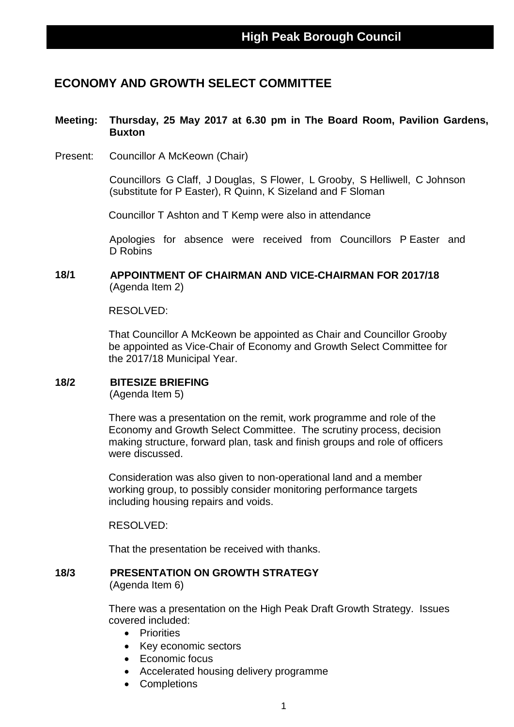# High Peak Borough Council

## ECONOMY AND GROWTH SELECT COMMITTEE

**Meeting: Thursday, 25 May 2017 at 6.30 pm in The Board Room, Pavilion Gardens, Buxton**

Present: Councillor A McKeown (Chair)

Councillors G Claff, J Douglas, S Flower, L Grooby, S Helliwell, C Johnson (substitute for P Easter), R Quinn, K Sizeland and F Sloman

Councillor T Ashton and T Kemp were also in attendance

Apologies for absence were received from Councillors P Easter and D Robins

### 18/1 APPOINTMENT OF CHAIRMAN AND VICE-CHAIRMAN FOR 2017/18

(Agenda Item 2)

RESOLVED:

That Councillor A McKeown be appointed as Chair and Councillor Grooby be appointed as Vice-Chair of Economy and Growth Select Committee for the 2017/18 Municipal Year.

### 18/2 BITESIZE BRIEFING

(Agenda Item 5)

There was a presentation on the remit, work programme and role of the Economy and Growth Select Committee. The scrutiny process, decision making structure, forward plan, task and finish groups and role of officers were discussed.

Consideration was also given to non-operational land and a member working group, to possibly consider monitoring performance targets including housing repairs and voids.

RESOLVED:

That the presentation be received with thanks.

### 18/3 PRESENTATION ON GROWTH STRATEGY

(Agenda Item 6)

There was a presentation on the High Peak Draft Growth Strategy. Issues covered included:

- Priorities
- Key economic sectors
- Economic focus
- Accelerated housing delivery programme
- Completions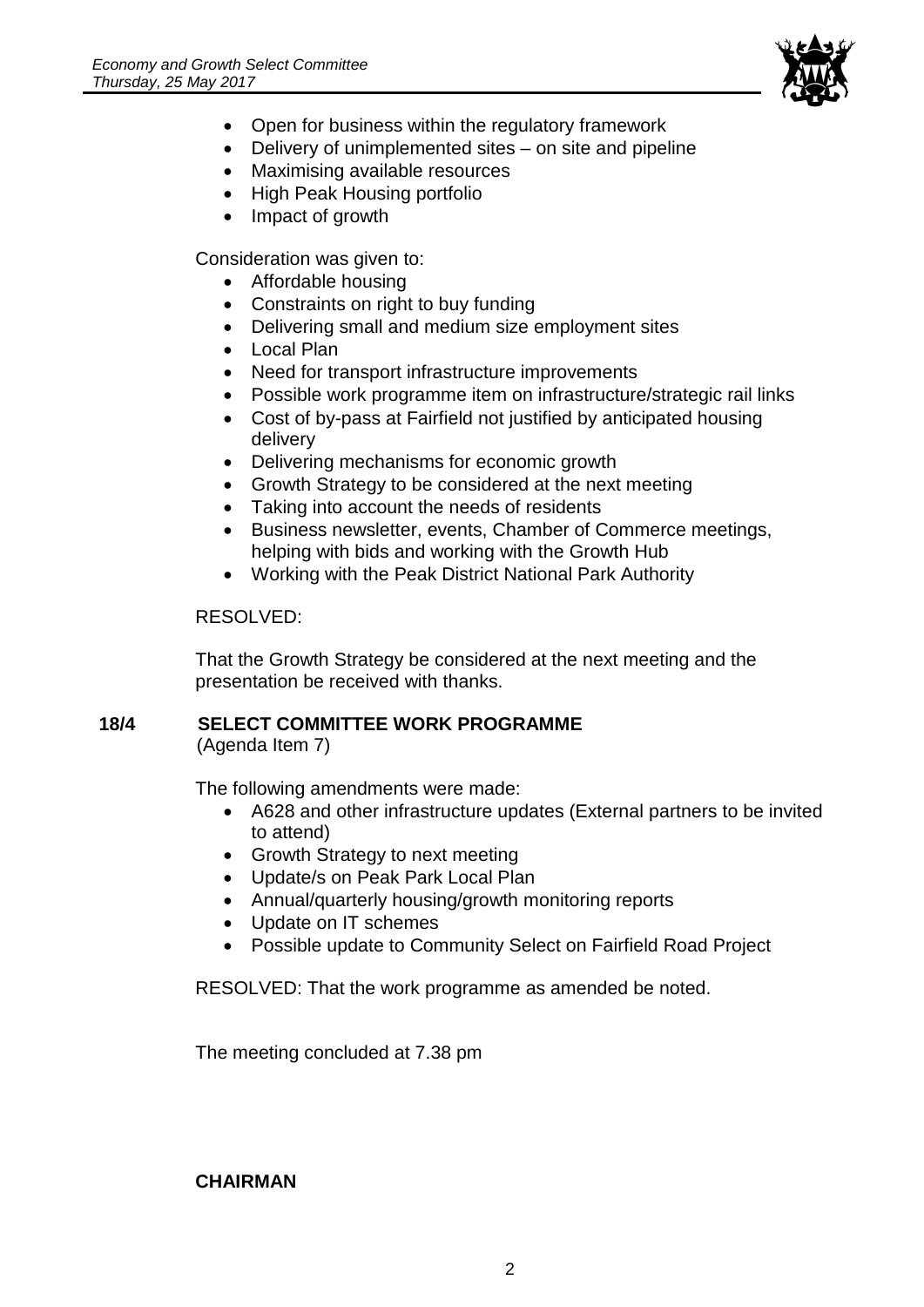- Open for business within the regulatory framework
- Delivery of unimplemented sites – on site and pipeline
- Maximising available resources
- High Peak Housing portfolio
- Impact of growth

Consideration was given to:

- Affordable housing
- Constraints on right to buy funding
- Delivering small and medium size employment sites
- Local Plan
- Need for transport infrastructure improvements
- Possible work programme item on infrastructure/strategic rail links
- Cost of by-pass at Fairfield not justified by anticipated housing delivery
- Delivering mechanisms for economic growth
- Growth Strategy to be considered at the next meeting
- Taking into account the needs of residents
- Business newsletter, events, Chamber of Commerce meetings, helping with bids and working with the Growth Hub
- Working with the Peak District National Park Authority

RESOLVED:

That the Growth Strategy be considered at the next meeting and the presentation be received with thanks.

## 18/4 SELECT COMMITTEE WORK PROGRAMME

(Agenda Item 7)

The following amendments were made:

- A628 and other infrastructure updates (External partners to be invited to attend)
- Growth Strategy to next meeting
- Update/s on Peak Park Local Plan
- Annual/quarterly housing/growth monitoring reports
- Update on IT schemes
- Possible update to Community Select on Fairfield Road Project

RESOLVED: That the work programme as amended be noted.

The meeting concluded at 7.38 pm

**CHAIRMAN**